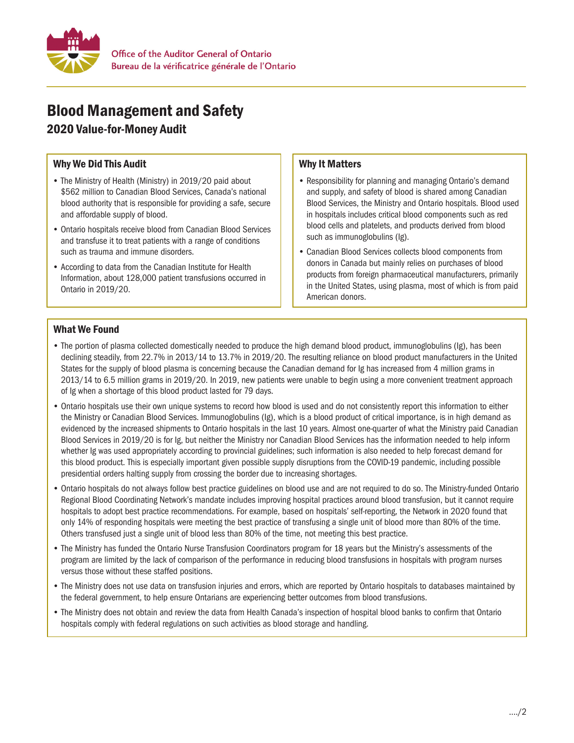Office of the Auditor General of Ontario
Bureau de la vérificatrice générale de l'Ontario

# Blood Management and Safety

## 2020 Value-for-Money Audit

### Why We Did This Audit

- The Ministry of Health (Ministry) in 2019/20 paid about $562 million to Canadian Blood Services, Canada's national blood authority that is responsible for providing a safe, secure and affordable supply of blood.
- Ontario hospitals receive blood from Canadian Blood Services and transfuse it to treat patients with a range of conditions such as trauma and immune disorders.
- According to data from the Canadian Institute for Health Information, about 128,000 patient transfusions occurred in Ontario in 2019/20.

### Why It Matters

- Responsibility for planning and managing Ontario's demand and supply, and safety of blood is shared among Canadian Blood Services, the Ministry and Ontario hospitals. Blood used in hospitals includes critical blood components such as red blood cells and platelets, and products derived from blood such as immunoglobulins (Ig).
- Canadian Blood Services collects blood components from donors in Canada but mainly relies on purchases of blood products from foreign pharmaceutical manufacturers, primarily in the United States, using plasma, most of which is from paid American donors.

### What We Found

- The portion of plasma collected domestically needed to produce the high demand blood product, immunoglobulins (Ig), has been declining steadily, from 22.7% in 2013/14 to 13.7% in 2019/20. The resulting reliance on blood product manufacturers in the United States for the supply of blood plasma is concerning because the Canadian demand for Ig has increased from 4 million grams in 2013/14 to 6.5 million grams in 2019/20. In 2019, new patients were unable to begin using a more convenient treatment approach of Ig when a shortage of this blood product lasted for 79 days.
- Ontario hospitals use their own unique systems to record how blood is used and do not consistently report this information to either the Ministry or Canadian Blood Services. Immunoglobulins (Ig), which is a blood product of critical importance, is in high demand as evidenced by the increased shipments to Ontario hospitals in the last 10 years. Almost one-quarter of what the Ministry paid Canadian Blood Services in 2019/20 is for Ig, but neither the Ministry nor Canadian Blood Services has the information needed to help inform whether Ig was used appropriately according to provincial guidelines; such information is also needed to help forecast demand for this blood product. This is especially important given possible supply disruptions from the COVID-19 pandemic, including possible presidential orders halting supply from crossing the border due to increasing shortages.
- Ontario hospitals do not always follow best practice guidelines on blood use and are not required to do so. The Ministry-funded Ontario Regional Blood Coordinating Network's mandate includes improving hospital practices around blood transfusion, but it cannot require hospitals to adopt best practice recommendations. For example, based on hospitals' self-reporting, the Network in 2020 found that only 14% of responding hospitals were meeting the best practice of transfusing a single unit of blood more than 80% of the time. Others transfused just a single unit of blood less than 80% of the time, not meeting this best practice.
- The Ministry has funded the Ontario Nurse Transfusion Coordinators program for 18 years but the Ministry's assessments of the program are limited by the lack of comparison of the performance in reducing blood transfusions in hospitals with program nurses versus those without these staffed positions.
- The Ministry does not use data on transfusion injuries and errors, which are reported by Ontario hospitals to databases maintained by the federal government, to help ensure Ontarians are experiencing better outcomes from blood transfusions.
- The Ministry does not obtain and review the data from Health Canada's inspection of hospital blood banks to confirm that Ontario hospitals comply with federal regulations on such activities as blood storage and handling.

..../2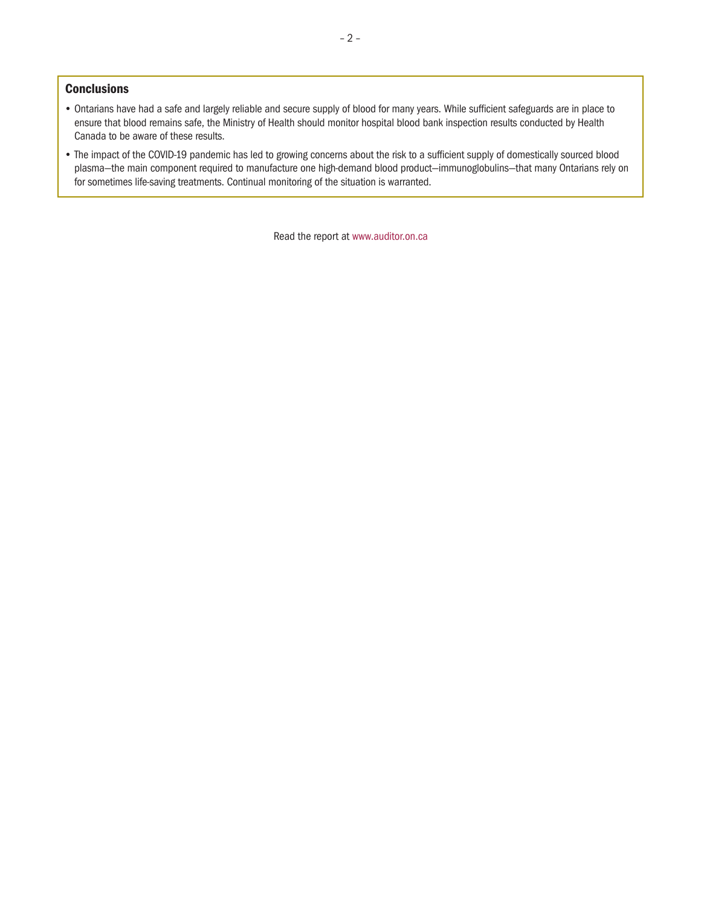## Conclusions

- Ontarians have had a safe and largely reliable and secure supply of blood for many years. While sufficient safeguards are in place to ensure that blood remains safe, the Ministry of Health should monitor hospital blood bank inspection results conducted by Health Canada to be aware of these results.
- The impact of the COVID-19 pandemic has led to growing concerns about the risk to a sufficient supply of domestically sourced blood plasma—the main component required to manufacture one high-demand blood product—immunoglobulins—that many Ontarians rely on for sometimes life-saving treatments. Continual monitoring of the situation is warranted.

Read the report at www.auditor.on.ca